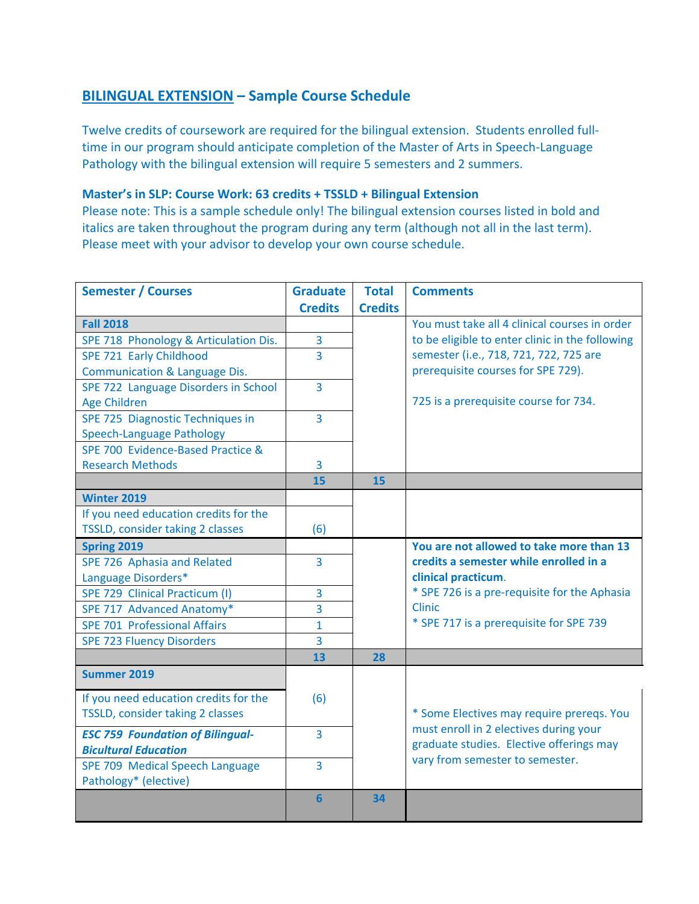## BILINGUAL EXTENSION – Sample Course Schedule

Twelve credits of coursework are required for the bilingual extension. Students enrolled full-time in our program should anticipate completion of the Master of Arts in Speech-Language Pathology with the bilingual extension will require 5 semesters and 2 summers.

**Master's in SLP: Course Work: 63 credits + TSSLD + Bilingual Extension**

Please note: This is a sample schedule only! The bilingual extension courses listed in bold and italics are taken throughout the program during any term (although not all in the last term). Please meet with your advisor to develop your own course schedule.

| Semester / Courses | Graduate Credits | Total Credits | Comments |
|---|---|---|---|
| **Fall 2018** | | | You must take all 4 clinical courses in order to be eligible to enter clinic in the following semester (i.e., 718, 721, 722, 725 are prerequisite courses for SPE 729). 725 is a prerequisite course for 734. |
| SPE 718 Phonology & Articulation Dis. | 3 | | |
| SPE 721 Early Childhood Communication & Language Dis. | 3 | | |
| SPE 722 Language Disorders in School Age Children | 3 | | |
| SPE 725 Diagnostic Techniques in Speech-Language Pathology | 3 | | |
| SPE 700 Evidence-Based Practice & Research Methods | 3 | | |
| | **15** | **15** | |
| **Winter 2019** | | | |
| If you need education credits for the TSSLD, consider taking 2 classes | (6) | | |
| **Spring 2019** | | | **You are not allowed to take more than 13 credits a semester while enrolled in a clinical practicum.** * SPE 726 is a pre-requisite for the Aphasia Clinic * SPE 717 is a prerequisite for SPE 739 |
| SPE 726 Aphasia and Related Language Disorders* | 3 | | |
| SPE 729 Clinical Practicum (I) | 3 | | |
| SPE 717 Advanced Anatomy* | 3 | | |
| SPE 701 Professional Affairs | 1 | | |
| SPE 723 Fluency Disorders | 3 | | |
| | **13** | **28** | |
| **Summer 2019** | | | * Some Electives may require prereqs. You must enroll in 2 electives during your graduate studies. Elective offerings may vary from semester to semester. |
| If you need education credits for the TSSLD, consider taking 2 classes | (6) | | |
| ***ESC 759 Foundation of Bilingual-Bicultural Education*** | 3 | | |
| SPE 709 Medical Speech Language Pathology* (elective) | 3 | | |
| | **6** | **34** | |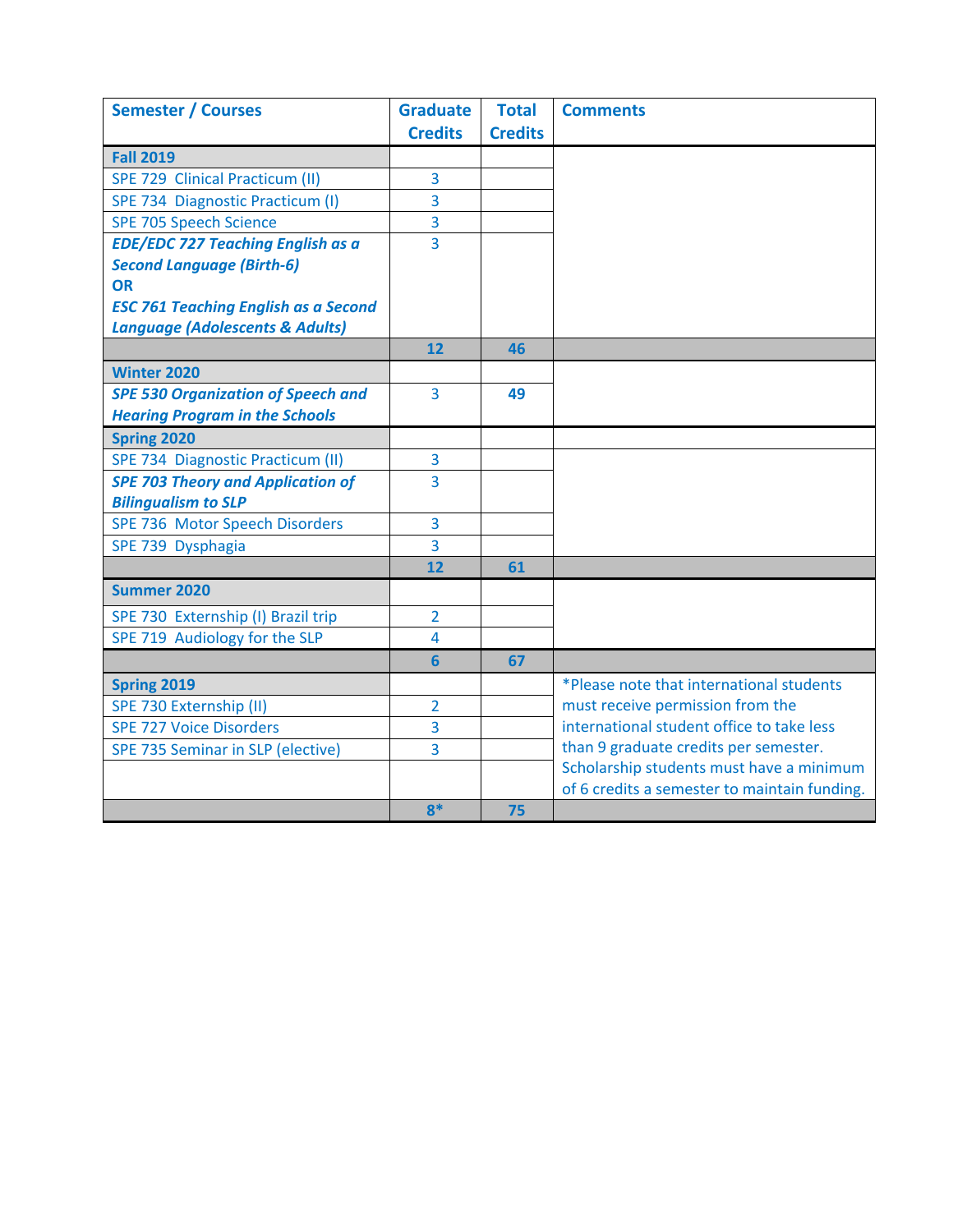| Semester / Courses | Graduate Credits | Total Credits | Comments |
| --- | --- | --- | --- |
| **Fall 2019** | | | |
| SPE 729 Clinical Practicum (II) | 3 | | |
| SPE 734 Diagnostic Practicum (I) | 3 | | |
| SPE 705 Speech Science | 3 | | |
| ***EDE/EDC 727 Teaching English as a Second Language (Birth-6)*** **OR** ***ESC 761 Teaching English as a Second Language (Adolescents & Adults)*** | 3 | | |
| | **12** | **46** | |
| **Winter 2020** | | | |
| ***SPE 530 Organization of Speech and Hearing Program in the Schools*** | 3 | **49** | |
| **Spring 2020** | | | |
| SPE 734 Diagnostic Practicum (II) | 3 | | |
| ***SPE 703 Theory and Application of Bilingualism to SLP*** | 3 | | |
| SPE 736 Motor Speech Disorders | 3 | | |
| SPE 739 Dysphagia | 3 | | |
| | **12** | **61** | |
| **Summer 2020** | | | |
| SPE 730 Externship (I) Brazil trip | 2 | | |
| SPE 719 Audiology for the SLP | 4 | | |
| | **6** | **67** | |
| **Spring 2019** | | | *Please note that international students must receive permission from the international student office to take less than 9 graduate credits per semester. Scholarship students must have a minimum of 6 credits a semester to maintain funding. |
| SPE 730 Externship (II) | 2 | | |
| SPE 727 Voice Disorders | 3 | | |
| SPE 735 Seminar in SLP (elective) | 3 | | |
| | | | |
| | **8*** | **75** | |